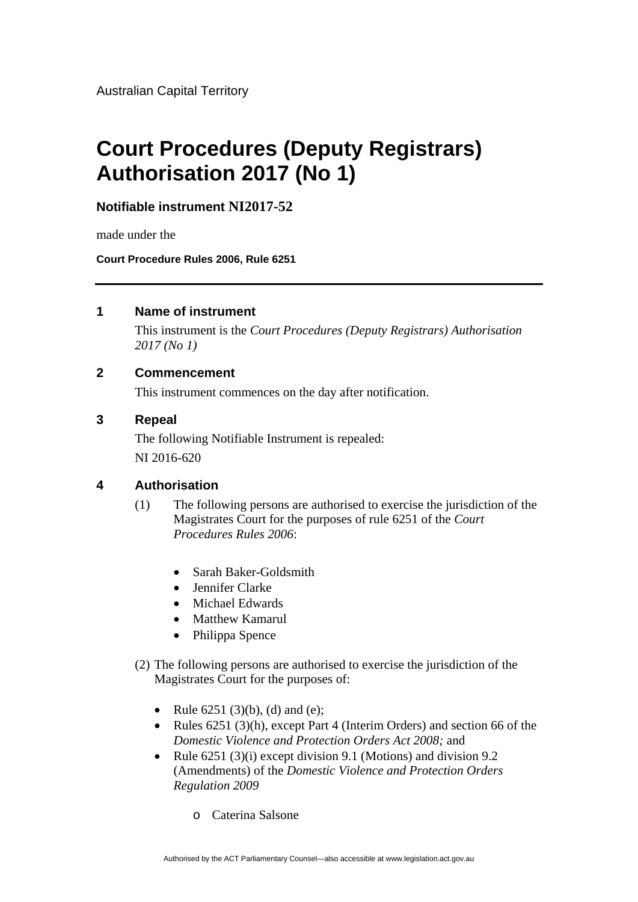Australian Capital Territory

# Court Procedures (Deputy Registrars) Authorisation 2017 (No 1)

**Notifiable instrument NI2017-52**

made under the

**Court Procedure Rules 2006, Rule 6251**

---

## 1 Name of instrument

This instrument is the *Court Procedures (Deputy Registrars) Authorisation 2017 (No 1)*

## 2 Commencement

This instrument commences on the day after notification.

## 3 Repeal

The following Notifiable Instrument is repealed:

NI 2016-620

## 4 Authorisation

(1) The following persons are authorised to exercise the jurisdiction of the Magistrates Court for the purposes of rule 6251 of the *Court Procedures Rules 2006*:

- Sarah Baker-Goldsmith
- Jennifer Clarke
- Michael Edwards
- Matthew Kamarul
- Philippa Spence

(2) The following persons are authorised to exercise the jurisdiction of the Magistrates Court for the purposes of:

- Rule 6251 (3)(b), (d) and (e);
- Rules 6251 (3)(h), except Part 4 (Interim Orders) and section 66 of the *Domestic Violence and Protection Orders Act 2008;* and
- Rule 6251 (3)(i) except division 9.1 (Motions) and division 9.2 (Amendments) of the *Domestic Violence and Protection Orders Regulation 2009*
    - Caterina Salsone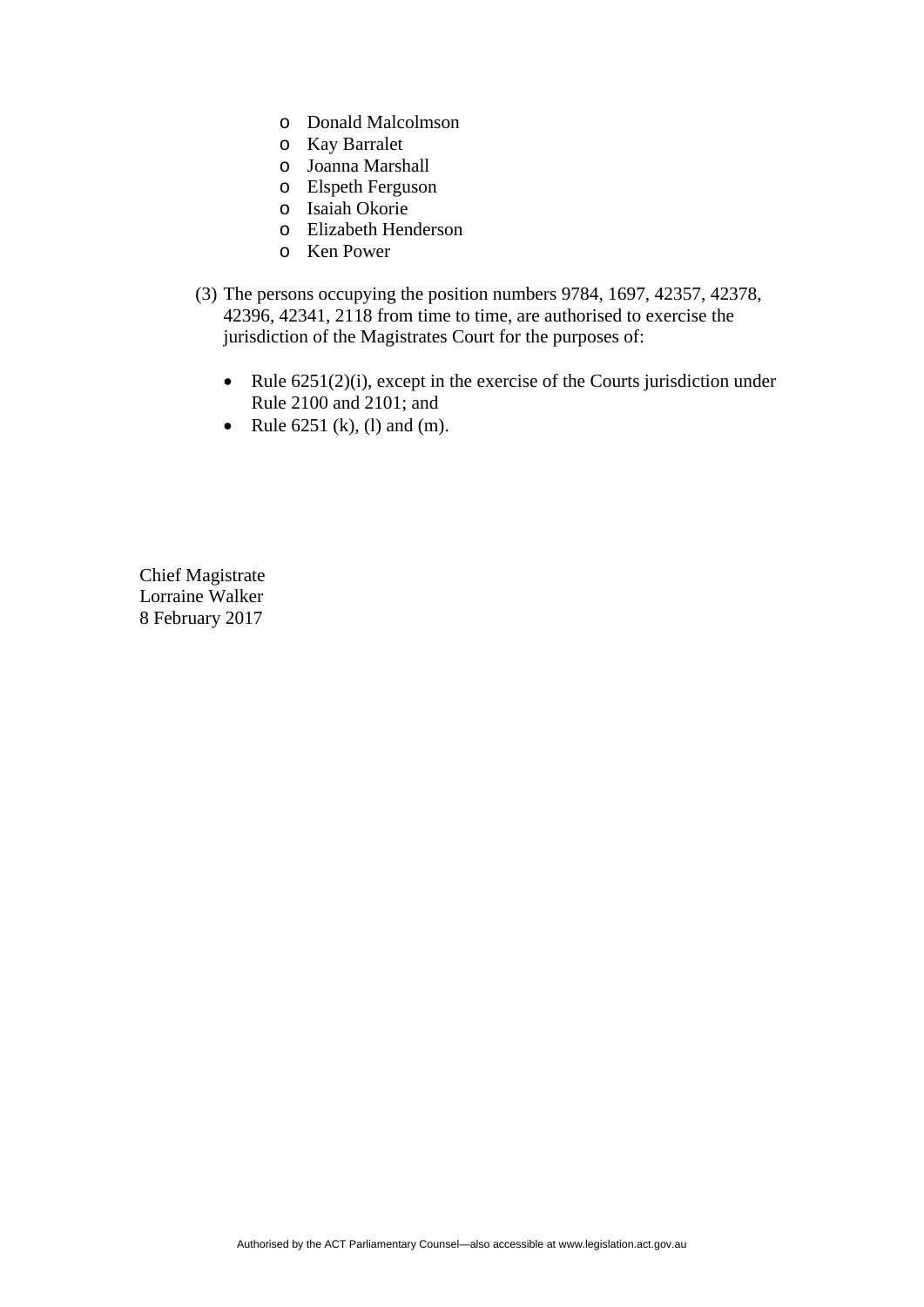- Donald Malcolmson
- Kay Barralet
- Joanna Marshall
- Elspeth Ferguson
- Isaiah Okorie
- Elizabeth Henderson
- Ken Power

(3) The persons occupying the position numbers 9784, 1697, 42357, 42378, 42396, 42341, 2118 from time to time, are authorised to exercise the jurisdiction of the Magistrates Court for the purposes of:

- Rule 6251(2)(i), except in the exercise of the Courts jurisdiction under Rule 2100 and 2101; and
- Rule 6251 (k), (l) and (m).

Chief Magistrate
Lorraine Walker
8 February 2017